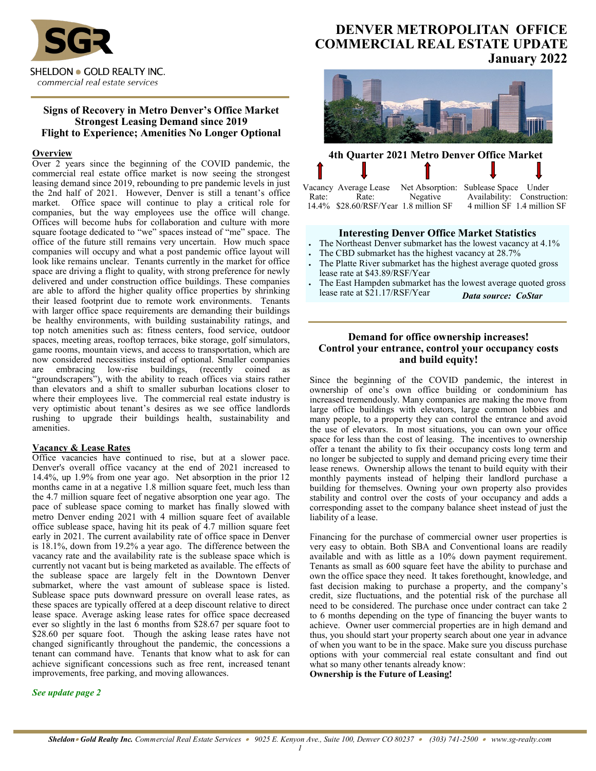SHELDON • GOLD REALTY INC.
*commercial real estate services*

# DENVER METROPOLITAN OFFICE COMMERCIAL REAL ESTATE UPDATE
## January 2022

### Signs of Recovery in Metro Denver's Office Market
### Strongest Leasing Demand since 2019
### Flight to Experience; Amenities No Longer Optional

**Overview**

Over 2 years since the beginning of the COVID pandemic, the commercial real estate office market is now seeing the strongest leasing demand since 2019, rebounding to pre pandemic levels in just the 2nd half of 2021. However, Denver is still a tenant's office market. Office space will continue to play a critical role for companies, but the way employees use the office will change. Offices will become hubs for collaboration and culture with more square footage dedicated to "we" spaces instead of "me" space. The office of the future still remains very uncertain. How much space companies will occupy and what a post pandemic office layout will look like remains unclear. Tenants currently in the market for office space are driving a flight to quality, with strong preference for newly delivered and under construction office buildings. These companies are able to afford the higher quality office properties by shrinking their leased footprint due to remote work environments. Tenants with larger office space requirements are demanding their buildings be healthy environments, with building sustainability ratings, and top notch amenities such as: fitness centers, food service, outdoor spaces, meeting areas, rooftop terraces, bike storage, golf simulators, game rooms, mountain views, and access to transportation, which are now considered necessities instead of optional. Smaller companies are embracing low-rise buildings, (recently coined as "groundscrapers"), with the ability to reach offices via stairs rather than elevators and a shift to smaller suburban locations closer to where their employees live. The commercial real estate industry is very optimistic about tenant's desires as we see office landlords rushing to upgrade their buildings health, sustainability and amenities.

**Vacancy & Lease Rates**

Office vacancies have continued to rise, but at a slower pace. Denver's overall office vacancy at the end of 2021 increased to 14.4%, up 1.9% from one year ago. Net absorption in the prior 12 months came in at a negative 1.8 million square feet, much less than the 4.7 million square feet of negative absorption one year ago. The pace of sublease space coming to market has finally slowed with metro Denver ending 2021 with 4 million square feet of available office sublease space, having hit its peak of 4.7 million square feet early in 2021. The current availability rate of office space in Denver is 18.1%, down from 19.2% a year ago. The difference between the vacancy rate and the availability rate is the sublease space which is currently not vacant but is being marketed as available. The effects of the sublease space are largely felt in the Downtown Denver submarket, where the vast amount of sublease space is listed. Sublease space puts downward pressure on overall lease rates, as these spaces are typically offered at a deep discount relative to direct lease space. Average asking lease rates for office space decreased ever so slightly in the last 6 months from $28.67 per square foot to $28.60 per square foot. Though the asking lease rates have not changed significantly throughout the pandemic, the concessions a tenant can command have. Tenants that know what to ask for can achieve significant concessions such as free rent, increased tenant improvements, free parking, and moving allowances.

***See update page 2***

### 4th Quarter 2021 Metro Denver Office Market

| Vacancy Rate: | Average Lease Rate: | Net Absorption: Negative | Sublease Space Availability: | Under Construction: |
|---|---|---|---|---|
| ↑ | ↓ | ↑ | ↓ | ↓ |
| 14.4% | $28.60/RSF/Year | 1.8 million SF | 4 million SF | 1.4 million SF |

### Interesting Denver Office Market Statistics

- The Northeast Denver submarket has the lowest vacancy at 4.1%
- The CBD submarket has the highest vacancy at 28.7%
- The Platte River submarket has the highest average quoted gross lease rate at $43.89/RSF/Year
- The East Hampden submarket has the lowest average quoted gross lease rate at $21.17/RSF/Year

***Data source: CoStar***

### Demand for office ownership increases!
### Control your entrance, control your occupancy costs and build equity!

Since the beginning of the COVID pandemic, the interest in ownership of one's own office building or condominium has increased tremendously. Many companies are making the move from large office buildings with elevators, large common lobbies and many people, to a property they can control the entrance and avoid the use of elevators. In most situations, you can own your office space for less than the cost of leasing. The incentives to ownership offer a tenant the ability to fix their occupancy costs long term and no longer be subjected to supply and demand pricing every time their lease renews. Ownership allows the tenant to build equity with their monthly payments instead of helping their landlord purchase a building for themselves. Owning your own property also provides stability and control over the costs of your occupancy and adds a corresponding asset to the company balance sheet instead of just the liability of a lease.

Financing for the purchase of commercial owner user properties is very easy to obtain. Both SBA and Conventional loans are readily available and with as little as a 10% down payment requirement. Tenants as small as 600 square feet have the ability to purchase and own the office space they need. It takes forethought, knowledge, and fast decision making to purchase a property, and the company's credit, size fluctuations, and the potential risk of the purchase all need to be considered. The purchase once under contract can take 2 to 6 months depending on the type of financing the buyer wants to achieve. Owner user commercial properties are in high demand and thus, you should start your property search about one year in advance of when you want to be in the space. Make sure you discuss purchase options with your commercial real estate consultant and find out what so many other tenants already know:

**Ownership is the Future of Leasing!**

***Sheldon • Gold Realty Inc.*** *Commercial Real Estate Services • 9025 E. Kenyon Ave., Suite 100, Denver CO 80237 • (303) 741-2500 • www.sg-realty.com*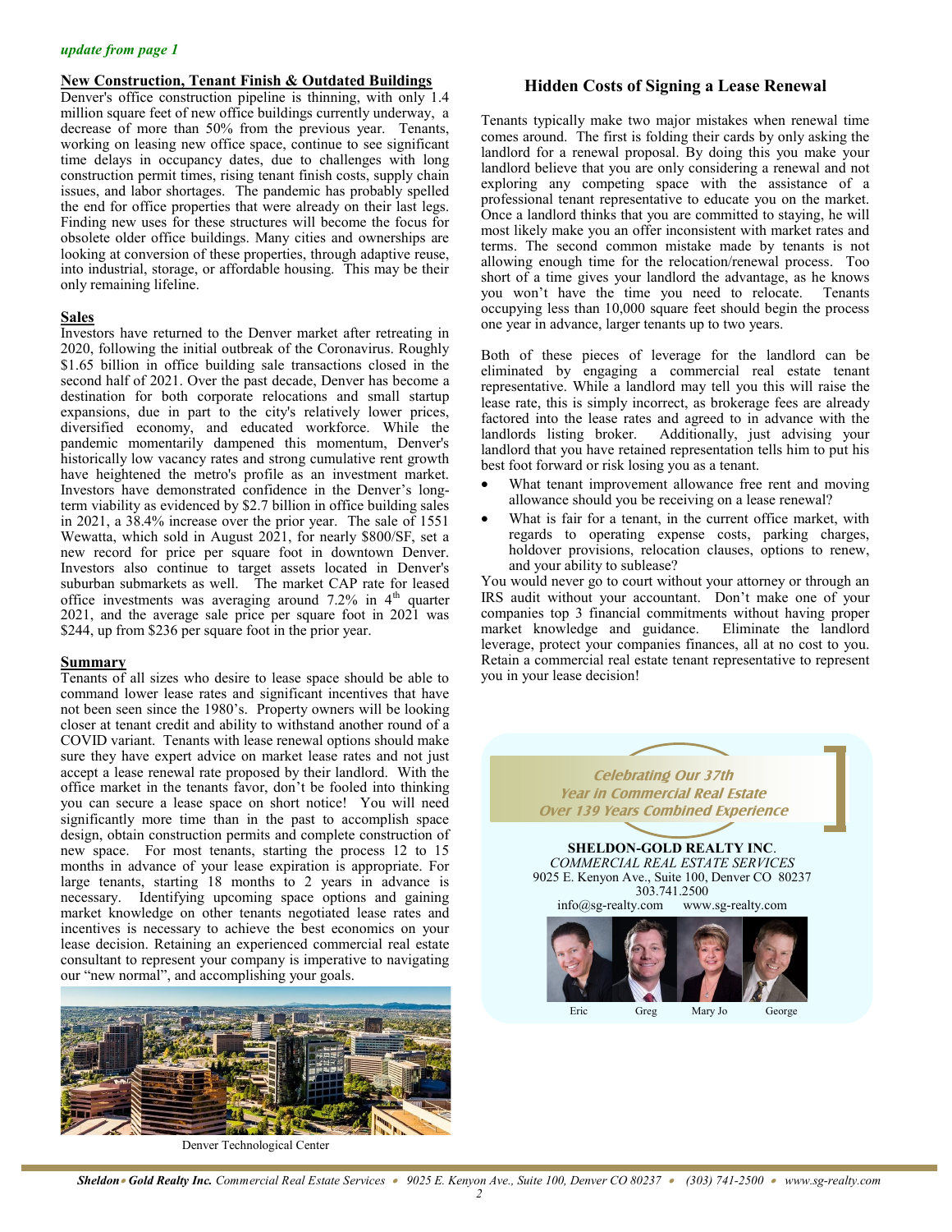*update from page 1*

## New Construction, Tenant Finish & Outdated Buildings

Denver's office construction pipeline is thinning, with only 1.4 million square feet of new office buildings currently underway, a decrease of more than 50% from the previous year. Tenants, working on leasing new office space, continue to see significant time delays in occupancy dates, due to challenges with long construction permit times, rising tenant finish costs, supply chain issues, and labor shortages. The pandemic has probably spelled the end for office properties that were already on their last legs. Finding new uses for these structures will become the focus for obsolete older office buildings. Many cities and ownerships are looking at conversion of these properties, through adaptive reuse, into industrial, storage, or affordable housing. This may be their only remaining lifeline.

## Sales

Investors have returned to the Denver market after retreating in 2020, following the initial outbreak of the Coronavirus. Roughly $1.65 billion in office building sale transactions closed in the second half of 2021. Over the past decade, Denver has become a destination for both corporate relocations and small startup expansions, due in part to the city's relatively lower prices, diversified economy, and educated workforce. While the pandemic momentarily dampened this momentum, Denver's historically low vacancy rates and strong cumulative rent growth have heightened the metro's profile as an investment market. Investors have demonstrated confidence in the Denver's long-term viability as evidenced by $2.7 billion in office building sales in 2021, a 38.4% increase over the prior year. The sale of 1551 Wewatta, which sold in August 2021, for nearly $800/SF, set a new record for price per square foot in downtown Denver. Investors also continue to target assets located in Denver's suburban submarkets as well. The market CAP rate for leased office investments was averaging around 7.2% in 4th quarter 2021, and the average sale price per square foot in 2021 was $244, up from $236 per square foot in the prior year.

## Summary

Tenants of all sizes who desire to lease space should be able to command lower lease rates and significant incentives that have not been seen since the 1980's. Property owners will be looking closer at tenant credit and ability to withstand another round of a COVID variant. Tenants with lease renewal options should make sure they have expert advice on market lease rates and not just accept a lease renewal rate proposed by their landlord. With the office market in the tenants favor, don't be fooled into thinking you can secure a lease space on short notice! You will need significantly more time than in the past to accomplish space design, obtain construction permits and complete construction of new space. For most tenants, starting the process 12 to 15 months in advance of your lease expiration is appropriate. For large tenants, starting 18 months to 2 years in advance is necessary. Identifying upcoming space options and gaining market knowledge on other tenants negotiated lease rates and incentives is necessary to achieve the best economics on your lease decision. Retaining an experienced commercial real estate consultant to represent your company is imperative to navigating our "new normal", and accomplishing your goals.

Denver Technological Center

## Hidden Costs of Signing a Lease Renewal

Tenants typically make two major mistakes when renewal time comes around. The first is folding their cards by only asking the landlord for a renewal proposal. By doing this you make your landlord believe that you are only considering a renewal and not exploring any competing space with the assistance of a professional tenant representative to educate you on the market. Once a landlord thinks that you are committed to staying, he will most likely make you an offer inconsistent with market rates and terms. The second common mistake made by tenants is not allowing enough time for the relocation/renewal process. Too short of a time gives your landlord the advantage, as he knows you won't have the time you need to relocate. Tenants occupying less than 10,000 square feet should begin the process one year in advance, larger tenants up to two years.

Both of these pieces of leverage for the landlord can be eliminated by engaging a commercial real estate tenant representative. While a landlord may tell you this will raise the lease rate, this is simply incorrect, as brokerage fees are already factored into the lease rates and agreed to in advance with the landlords listing broker. Additionally, just advising your landlord that you have retained representation tells him to put his best foot forward or risk losing you as a tenant.

- What tenant improvement allowance free rent and moving allowance should you be receiving on a lease renewal?
- What is fair for a tenant, in the current office market, with regards to operating expense costs, parking charges, holdover provisions, relocation clauses, options to renew, and your ability to sublease?

You would never go to court without your attorney or through an IRS audit without your accountant. Don't make one of your companies top 3 financial commitments without having proper market knowledge and guidance. Eliminate the landlord leverage, protect your companies finances, all at no cost to you. Retain a commercial real estate tenant representative to represent you in your lease decision!

*Celebrating Our 37th Year in Commercial Real Estate*
*Over 139 Years Combined Experience*

**SHELDON-GOLD REALTY INC.**
*COMMERCIAL REAL ESTATE SERVICES*
9025 E. Kenyon Ave., Suite 100, Denver CO 80237
303.741.2500
info@sg-realty.com www.sg-realty.com

Eric Greg Mary Jo George